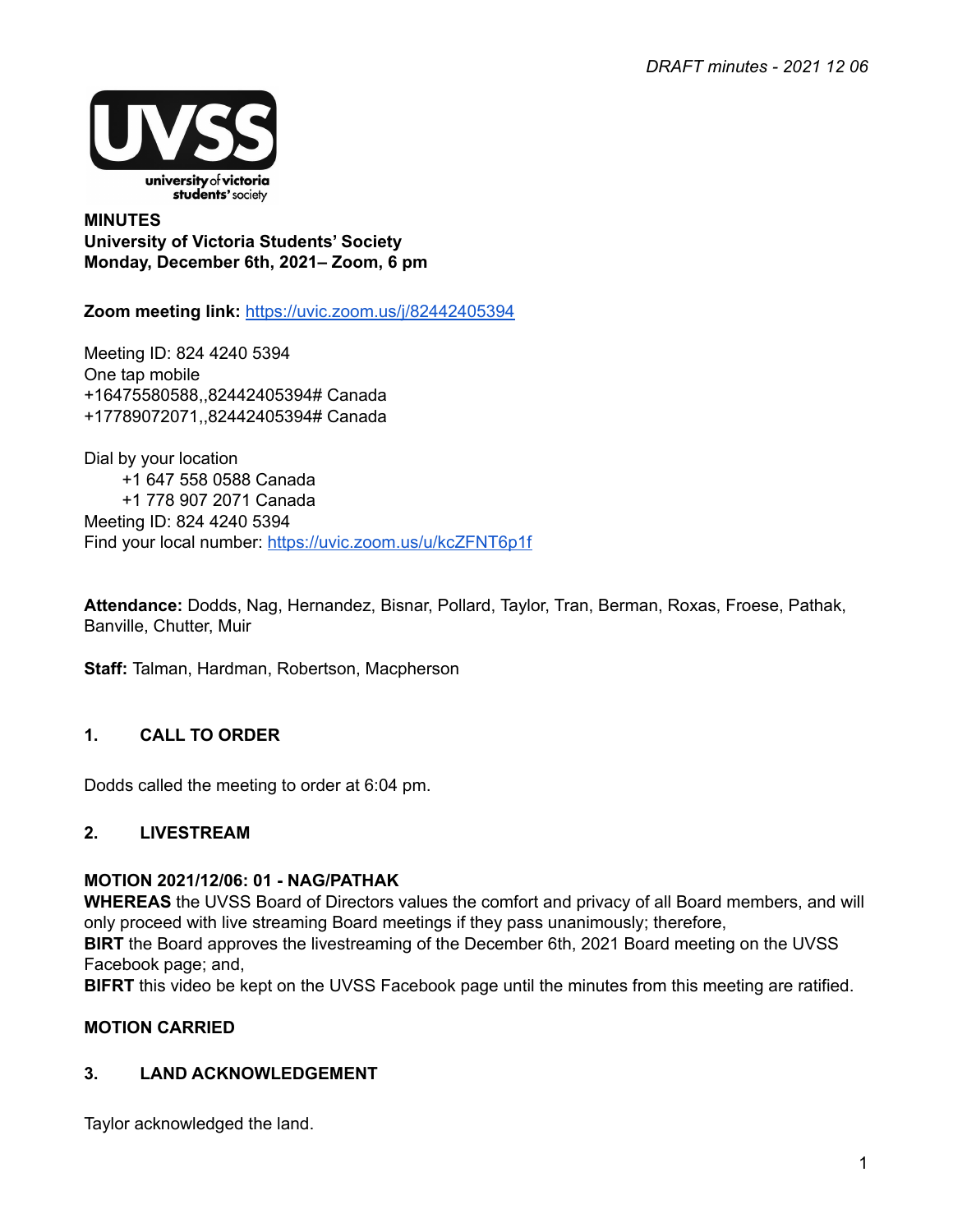*DRAFT minutes - 2021 12 06*

UVSS
university of victoria
students' society

**MINUTES**
**University of Victoria Students' Society**
**Monday, December 6th, 2021– Zoom, 6 pm**

**Zoom meeting link:** https://uvic.zoom.us/j/82442405394

Meeting ID: 824 4240 5394
One tap mobile
+16475580588,,82442405394# Canada
+17789072071,,82442405394# Canada

Dial by your location
+1 647 558 0588 Canada
+1 778 907 2071 Canada
Meeting ID: 824 4240 5394
Find your local number: https://uvic.zoom.us/u/kcZFNT6p1f

**Attendance:** Dodds, Nag, Hernandez, Bisnar, Pollard, Taylor, Tran, Berman, Roxas, Froese, Pathak, Banville, Chutter, Muir

**Staff:** Talman, Hardman, Robertson, Macpherson

## 1. CALL TO ORDER

Dodds called the meeting to order at 6:04 pm.

## 2. LIVESTREAM

**MOTION 2021/12/06: 01 - NAG/PATHAK**
**WHEREAS** the UVSS Board of Directors values the comfort and privacy of all Board members, and will only proceed with live streaming Board meetings if they pass unanimously; therefore,
**BIRT** the Board approves the livestreaming of the December 6th, 2021 Board meeting on the UVSS Facebook page; and,
**BIFRT** this video be kept on the UVSS Facebook page until the minutes from this meeting are ratified.

**MOTION CARRIED**

## 3. LAND ACKNOWLEDGEMENT

Taylor acknowledged the land.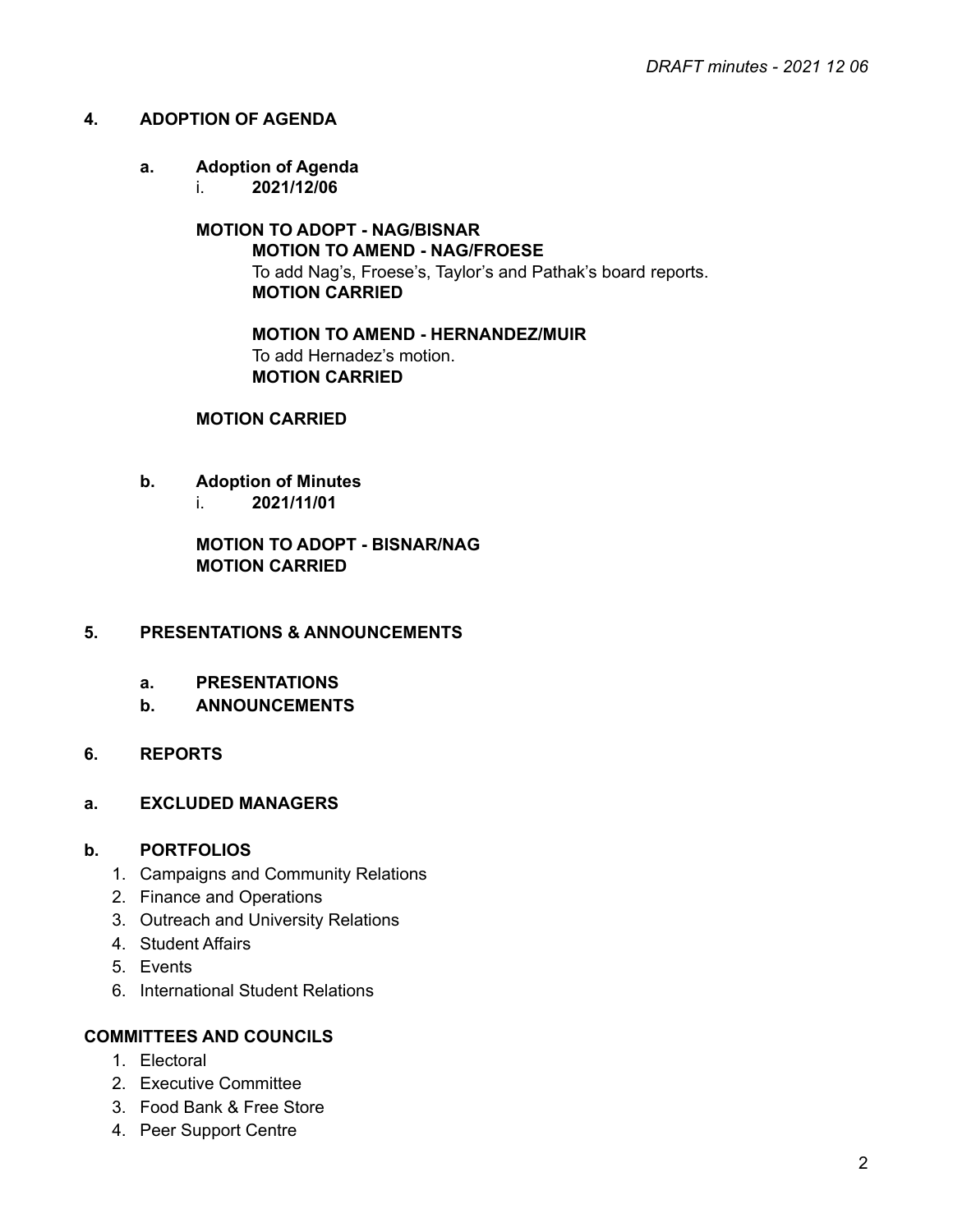## 4. ADOPTION OF AGENDA

### a. Adoption of Agenda

i. **2021/12/06**

**MOTION TO ADOPT - NAG/BISNAR**

> **MOTION TO AMEND - NAG/FROESE**
> To add Nag's, Froese's, Taylor's and Pathak's board reports.
> **MOTION CARRIED**
>
> **MOTION TO AMEND - HERNANDEZ/MUIR**
> To add Hernadez's motion.
> **MOTION CARRIED**

**MOTION CARRIED**

### b. Adoption of Minutes

i. **2021/11/01**

**MOTION TO ADOPT - BISNAR/NAG**
**MOTION CARRIED**

## 5. PRESENTATIONS & ANNOUNCEMENTS

### a. PRESENTATIONS

### b. ANNOUNCEMENTS

## 6. REPORTS

### a. EXCLUDED MANAGERS

### b. PORTFOLIOS

1. Campaigns and Community Relations
2. Finance and Operations
3. Outreach and University Relations
4. Student Affairs
5. Events
6. International Student Relations

### COMMITTEES AND COUNCILS

1. Electoral
2. Executive Committee
3. Food Bank & Free Store
4. Peer Support Centre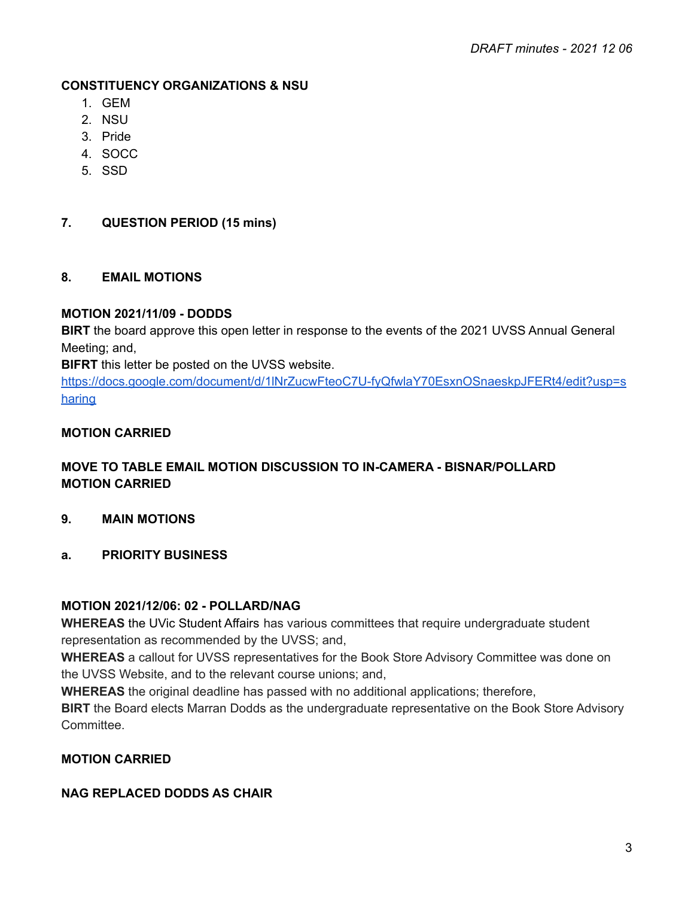**CONSTITUENCY ORGANIZATIONS & NSU**

1. GEM
2. NSU
3. Pride
4. SOCC
5. SSD

## 7. QUESTION PERIOD (15 mins)

## 8. EMAIL MOTIONS

**MOTION 2021/11/09 - DODDS**

**BIRT** the board approve this open letter in response to the events of the 2021 UVSS Annual General Meeting; and,

**BIFRT** this letter be posted on the UVSS website.

https://docs.google.com/document/d/1lNrZucwFteoC7U-fyQfwlaY70EsxnOSnaeskpJFERt4/edit?usp=sharing

**MOTION CARRIED**

**MOVE TO TABLE EMAIL MOTION DISCUSSION TO IN-CAMERA - BISNAR/POLLARD**
**MOTION CARRIED**

## 9. MAIN MOTIONS

### a. PRIORITY BUSINESS

**MOTION 2021/12/06: 02 - POLLARD/NAG**

**WHEREAS** the UVic Student Affairs has various committees that require undergraduate student representation as recommended by the UVSS; and,

**WHEREAS** a callout for UVSS representatives for the Book Store Advisory Committee was done on the UVSS Website, and to the relevant course unions; and,

**WHEREAS** the original deadline has passed with no additional applications; therefore,

**BIRT** the Board elects Marran Dodds as the undergraduate representative on the Book Store Advisory Committee.

**MOTION CARRIED**

**NAG REPLACED DODDS AS CHAIR**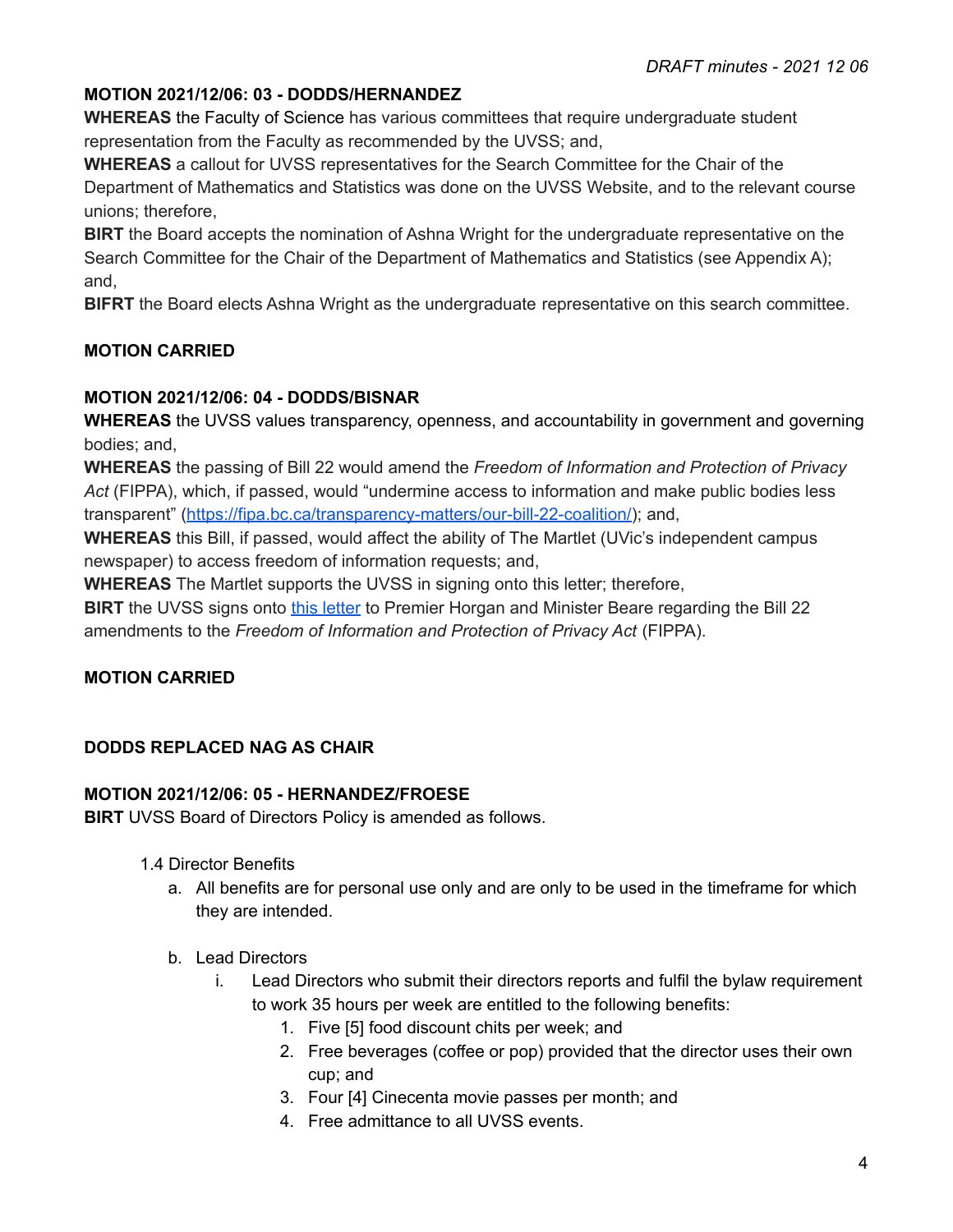**MOTION 2021/12/06: 03 - DODDS/HERNANDEZ**

**WHEREAS** the Faculty of Science has various committees that require undergraduate student representation from the Faculty as recommended by the UVSS; and,

**WHEREAS** a callout for UVSS representatives for the Search Committee for the Chair of the Department of Mathematics and Statistics was done on the UVSS Website, and to the relevant course unions; therefore,

**BIRT** the Board accepts the nomination of Ashna Wright for the undergraduate representative on the Search Committee for the Chair of the Department of Mathematics and Statistics (see Appendix A); and,

**BIFRT** the Board elects Ashna Wright as the undergraduate representative on this search committee.

**MOTION CARRIED**

**MOTION 2021/12/06: 04 - DODDS/BISNAR**

**WHEREAS** the UVSS values transparency, openness, and accountability in government and governing bodies; and,

**WHEREAS** the passing of Bill 22 would amend the *Freedom of Information and Protection of Privacy Act* (FIPPA), which, if passed, would "undermine access to information and make public bodies less transparent" ([https://fipa.bc.ca/transparency-matters/our-bill-22-coalition/](https://fipa.bc.ca/transparency-matters/our-bill-22-coalition/)); and,

**WHEREAS** this Bill, if passed, would affect the ability of The Martlet (UVic's independent campus newspaper) to access freedom of information requests; and,

**WHEREAS** The Martlet supports the UVSS in signing onto this letter; therefore,

**BIRT** the UVSS signs onto this letter to Premier Horgan and Minister Beare regarding the Bill 22 amendments to the *Freedom of Information and Protection of Privacy Act* (FIPPA).

**MOTION CARRIED**

**DODDS REPLACED NAG AS CHAIR**

**MOTION 2021/12/06: 05 - HERNANDEZ/FROESE**

**BIRT** UVSS Board of Directors Policy is amended as follows.

1.4 Director Benefits

a. All benefits are for personal use only and are only to be used in the timeframe for which they are intended.

b. Lead Directors

   i. Lead Directors who submit their directors reports and fulfil the bylaw requirement to work 35 hours per week are entitled to the following benefits:

      1. Five [5] food discount chits per week; and
      2. Free beverages (coffee or pop) provided that the director uses their own cup; and
      3. Four [4] Cinecenta movie passes per month; and
      4. Free admittance to all UVSS events.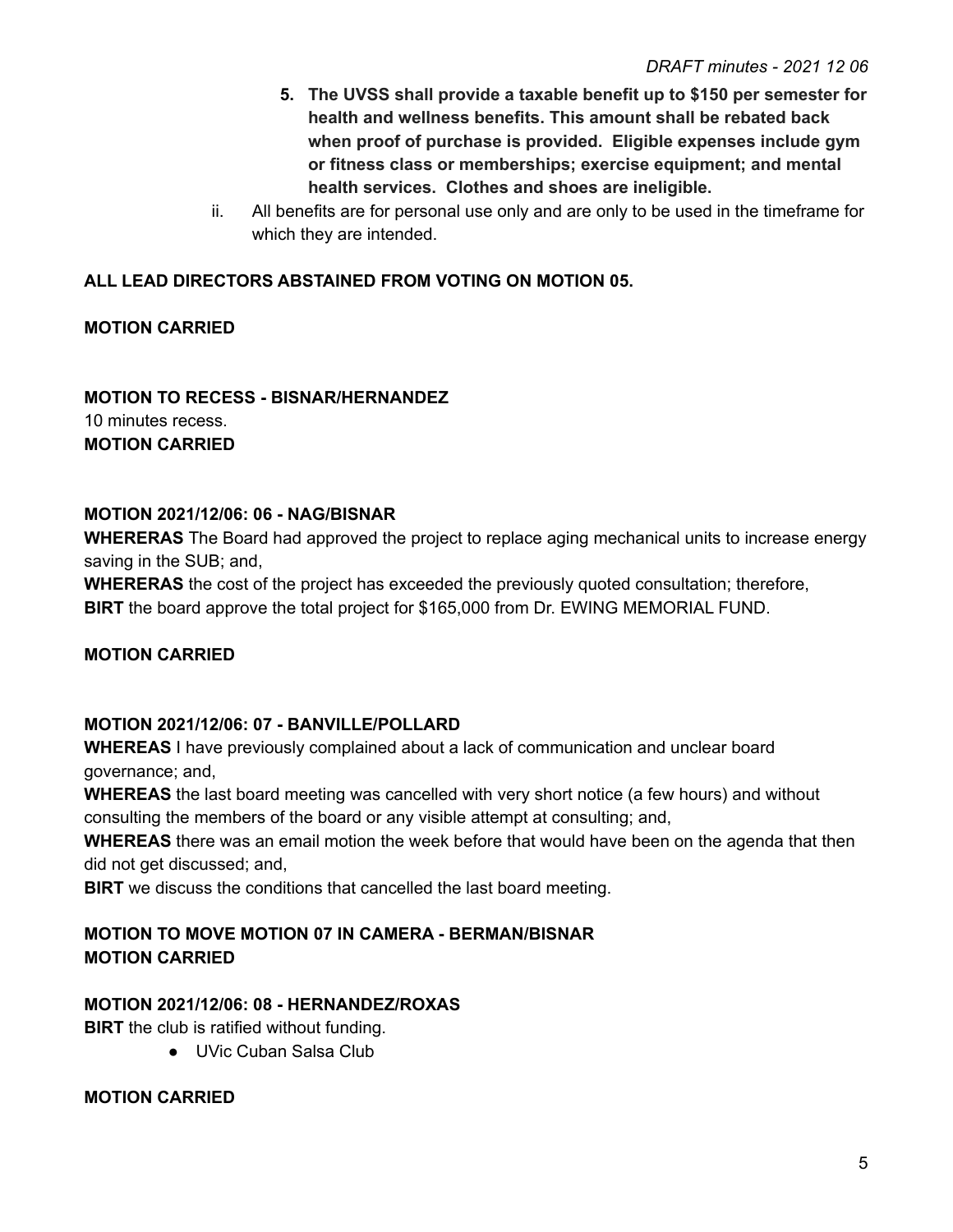5. **The UVSS shall provide a taxable benefit up to $150 per semester for health and wellness benefits. This amount shall be rebated back when proof of purchase is provided. Eligible expenses include gym or fitness class or memberships; exercise equipment; and mental health services. Clothes and shoes are ineligible.**

ii. All benefits are for personal use only and are only to be used in the timeframe for which they are intended.

**ALL LEAD DIRECTORS ABSTAINED FROM VOTING ON MOTION 05.**

**MOTION CARRIED**

**MOTION TO RECESS - BISNAR/HERNANDEZ**
10 minutes recess.
**MOTION CARRIED**

**MOTION 2021/12/06: 06 - NAG/BISNAR**
**WHERERAS** The Board had approved the project to replace aging mechanical units to increase energy saving in the SUB; and,
**WHERERAS** the cost of the project has exceeded the previously quoted consultation; therefore,
**BIRT** the board approve the total project for $165,000 from Dr. EWING MEMORIAL FUND.

**MOTION CARRIED**

**MOTION 2021/12/06: 07 - BANVILLE/POLLARD**
**WHEREAS** I have previously complained about a lack of communication and unclear board governance; and,
**WHEREAS** the last board meeting was cancelled with very short notice (a few hours) and without consulting the members of the board or any visible attempt at consulting; and,
**WHEREAS** there was an email motion the week before that would have been on the agenda that then did not get discussed; and,
**BIRT** we discuss the conditions that cancelled the last board meeting.

**MOTION TO MOVE MOTION 07 IN CAMERA - BERMAN/BISNAR**
**MOTION CARRIED**

**MOTION 2021/12/06: 08 - HERNANDEZ/ROXAS**
**BIRT** the club is ratified without funding.

- UVic Cuban Salsa Club

**MOTION CARRIED**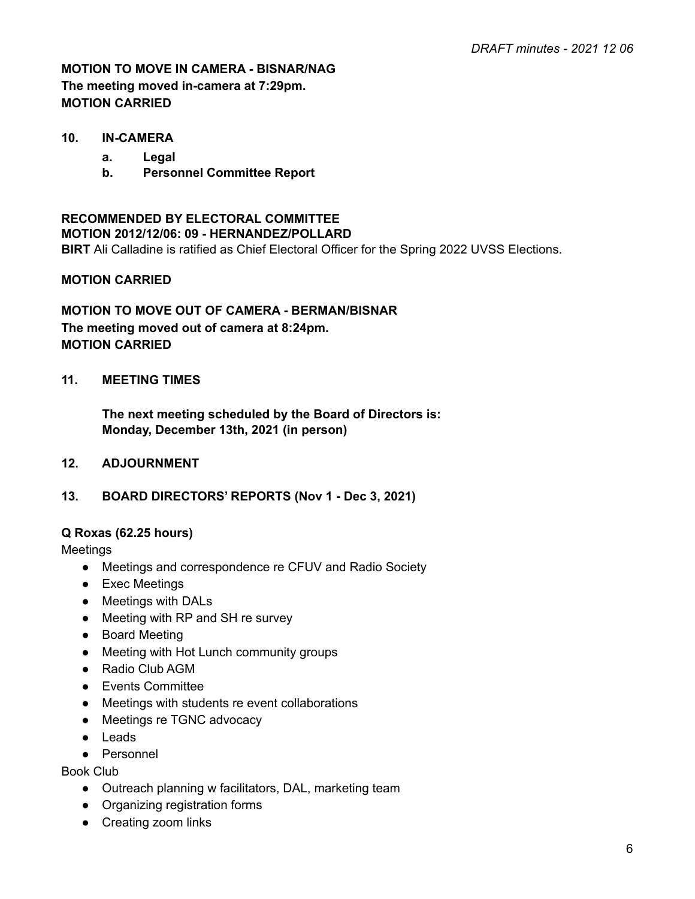**MOTION TO MOVE IN CAMERA - BISNAR/NAG**
**The meeting moved in-camera at 7:29pm.**
**MOTION CARRIED**

**10. IN-CAMERA**

  **a. Legal**
  **b. Personnel Committee Report**

**RECOMMENDED BY ELECTORAL COMMITTEE**
**MOTION 2012/12/06: 09 - HERNANDEZ/POLLARD**
**BIRT** Ali Calladine is ratified as Chief Electoral Officer for the Spring 2022 UVSS Elections.

**MOTION CARRIED**

**MOTION TO MOVE OUT OF CAMERA - BERMAN/BISNAR**
**The meeting moved out of camera at 8:24pm.**
**MOTION CARRIED**

**11. MEETING TIMES**

  **The next meeting scheduled by the Board of Directors is:**
  **Monday, December 13th, 2021 (in person)**

**12. ADJOURNMENT**

**13. BOARD DIRECTORS' REPORTS (Nov 1 - Dec 3, 2021)**

**Q Roxas (62.25 hours)**

Meetings

- Meetings and correspondence re CFUV and Radio Society
- Exec Meetings
- Meetings with DALs
- Meeting with RP and SH re survey
- Board Meeting
- Meeting with Hot Lunch community groups
- Radio Club AGM
- Events Committee
- Meetings with students re event collaborations
- Meetings re TGNC advocacy
- Leads
- Personnel

Book Club

- Outreach planning w facilitators, DAL, marketing team
- Organizing registration forms
- Creating zoom links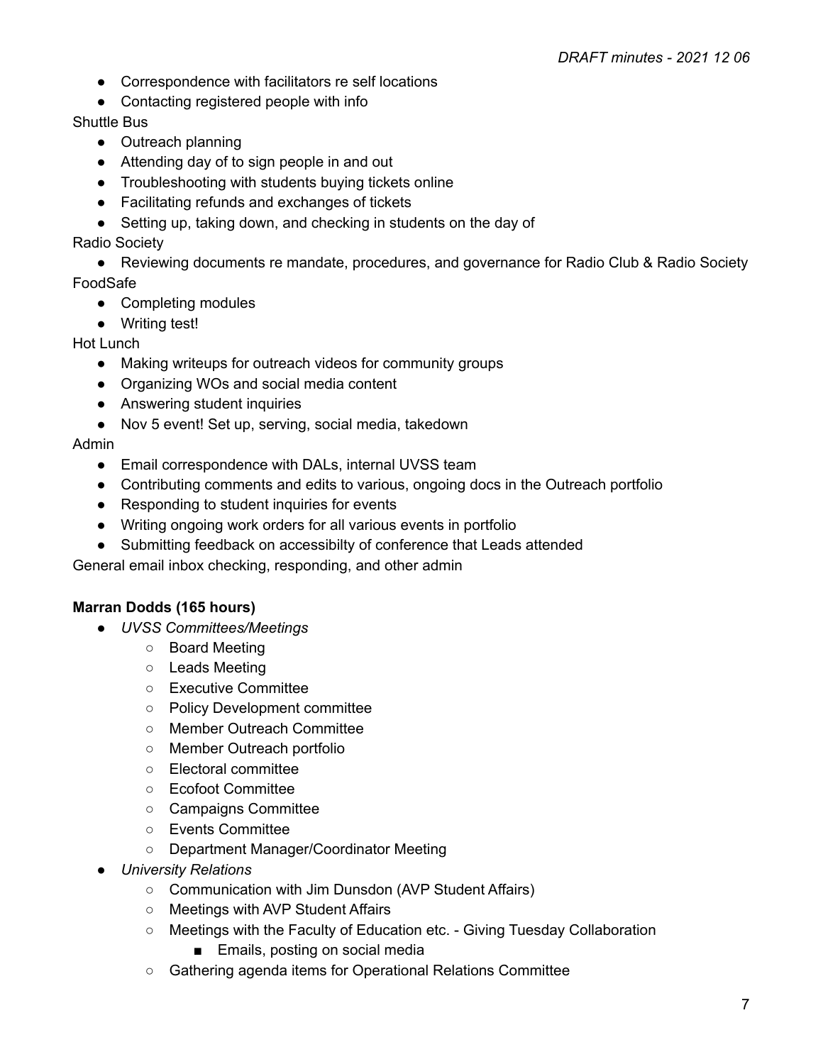- Correspondence with facilitators re self locations
- Contacting registered people with info

Shuttle Bus

- Outreach planning
- Attending day of to sign people in and out
- Troubleshooting with students buying tickets online
- Facilitating refunds and exchanges of tickets
- Setting up, taking down, and checking in students on the day of

Radio Society

- Reviewing documents re mandate, procedures, and governance for Radio Club & Radio Society

FoodSafe

- Completing modules
- Writing test!

Hot Lunch

- Making writeups for outreach videos for community groups
- Organizing WOs and social media content
- Answering student inquiries
- Nov 5 event! Set up, serving, social media, takedown

Admin

- Email correspondence with DALs, internal UVSS team
- Contributing comments and edits to various, ongoing docs in the Outreach portfolio
- Responding to student inquiries for events
- Writing ongoing work orders for all various events in portfolio
- Submitting feedback on accessibilty of conference that Leads attended

General email inbox checking, responding, and other admin

**Marran Dodds (165 hours)**

- *UVSS Committees/Meetings*
    - Board Meeting
    - Leads Meeting
    - Executive Committee
    - Policy Development committee
    - Member Outreach Committee
    - Member Outreach portfolio
    - Electoral committee
    - Ecofoot Committee
    - Campaigns Committee
    - Events Committee
    - Department Manager/Coordinator Meeting
- *University Relations*
    - Communication with Jim Dunsdon (AVP Student Affairs)
    - Meetings with AVP Student Affairs
    - Meetings with the Faculty of Education etc. - Giving Tuesday Collaboration
        - Emails, posting on social media
    - Gathering agenda items for Operational Relations Committee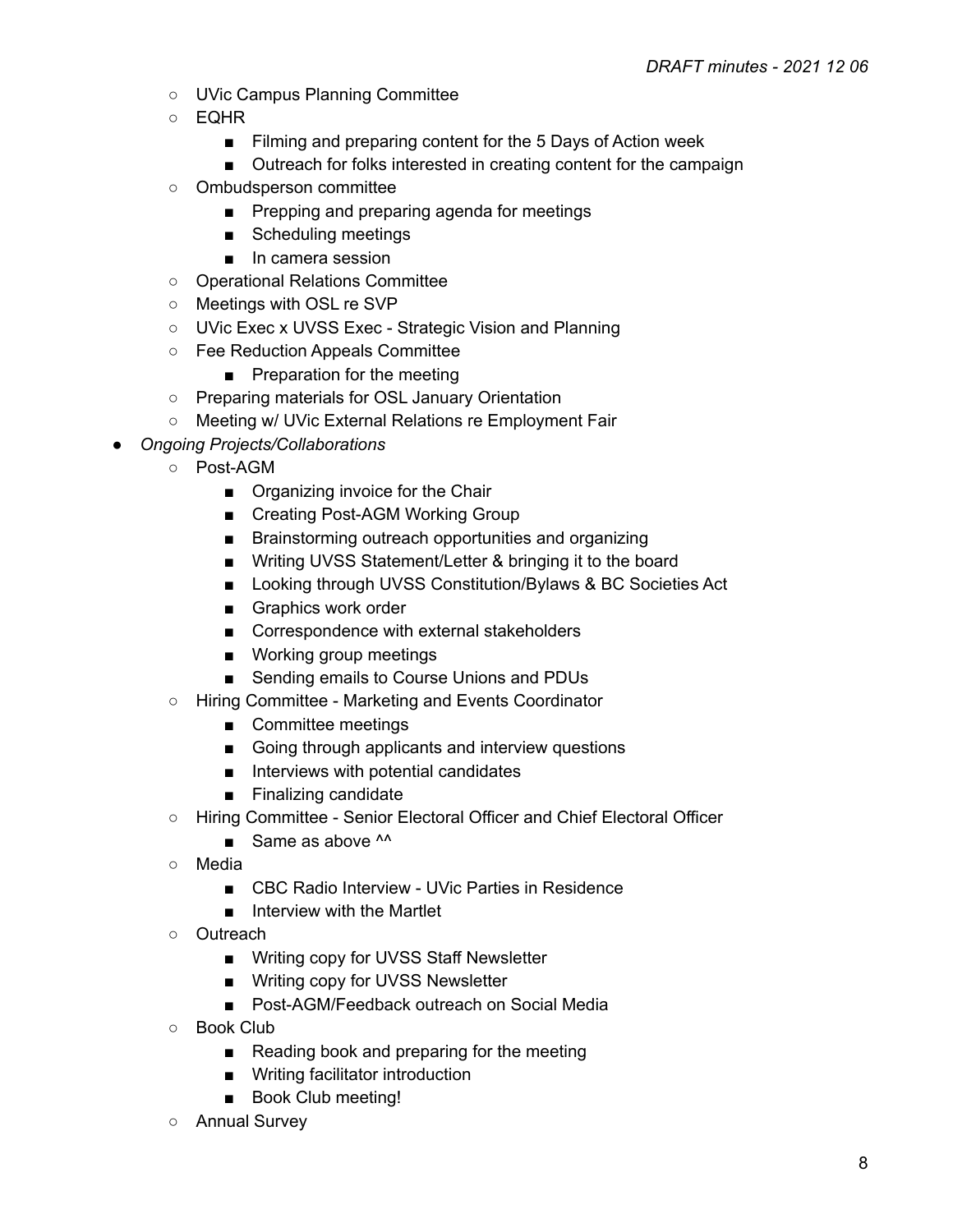- UVic Campus Planning Committee
    - EQHR
        - Filming and preparing content for the 5 Days of Action week
        - Outreach for folks interested in creating content for the campaign
    - Ombudsperson committee
        - Prepping and preparing agenda for meetings
        - Scheduling meetings
        - In camera session
    - Operational Relations Committee
    - Meetings with OSL re SVP
    - UVic Exec x UVSS Exec - Strategic Vision and Planning
    - Fee Reduction Appeals Committee
        - Preparation for the meeting
    - Preparing materials for OSL January Orientation
    - Meeting w/ UVic External Relations re Employment Fair
- *Ongoing Projects/Collaborations*
    - Post-AGM
        - Organizing invoice for the Chair
        - Creating Post-AGM Working Group
        - Brainstorming outreach opportunities and organizing
        - Writing UVSS Statement/Letter & bringing it to the board
        - Looking through UVSS Constitution/Bylaws & BC Societies Act
        - Graphics work order
        - Correspondence with external stakeholders
        - Working group meetings
        - Sending emails to Course Unions and PDUs
    - Hiring Committee - Marketing and Events Coordinator
        - Committee meetings
        - Going through applicants and interview questions
        - Interviews with potential candidates
        - Finalizing candidate
    - Hiring Committee - Senior Electoral Officer and Chief Electoral Officer
        - Same as above ^^
    - Media
        - CBC Radio Interview - UVic Parties in Residence
        - Interview with the Martlet
    - Outreach
        - Writing copy for UVSS Staff Newsletter
        - Writing copy for UVSS Newsletter
        - Post-AGM/Feedback outreach on Social Media
    - Book Club
        - Reading book and preparing for the meeting
        - Writing facilitator introduction
        - Book Club meeting!
    - Annual Survey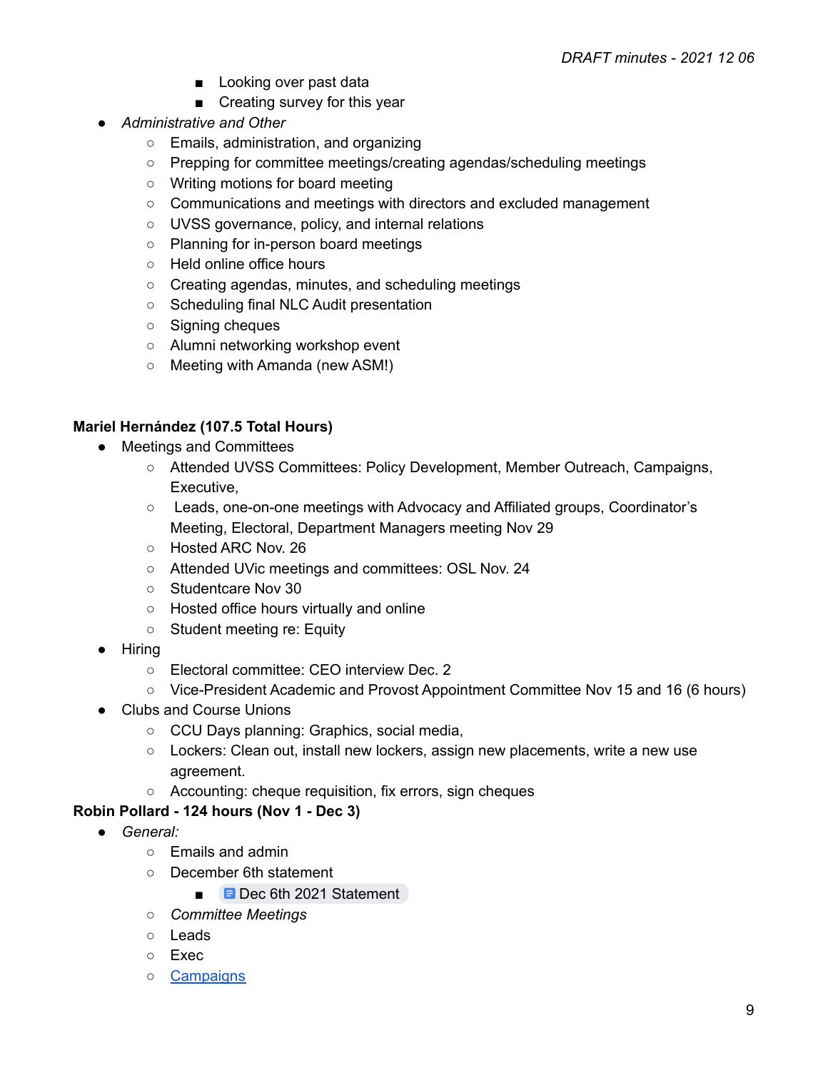- Looking over past data
        - Creating survey for this year
- *Administrative and Other*
    - Emails, administration, and organizing
    - Prepping for committee meetings/creating agendas/scheduling meetings
    - Writing motions for board meeting
    - Communications and meetings with directors and excluded management
    - UVSS governance, policy, and internal relations
    - Planning for in-person board meetings
    - Held online office hours
    - Creating agendas, minutes, and scheduling meetings
    - Scheduling final NLC Audit presentation
    - Signing cheques
    - Alumni networking workshop event
    - Meeting with Amanda (new ASM!)

**Mariel Hernández (107.5 Total Hours)**

- Meetings and Committees
    - Attended UVSS Committees: Policy Development, Member Outreach, Campaigns, Executive,
    - Leads, one-on-one meetings with Advocacy and Affiliated groups, Coordinator's Meeting, Electoral, Department Managers meeting Nov 29
    - Hosted ARC Nov. 26
    - Attended UVic meetings and committees: OSL Nov. 24
    - Studentcare Nov 30
    - Hosted office hours virtually and online
    - Student meeting re: Equity
- Hiring
    - Electoral committee: CEO interview Dec. 2
    - Vice-President Academic and Provost Appointment Committee Nov 15 and 16 (6 hours)
- Clubs and Course Unions
    - CCU Days planning: Graphics, social media,
    - Lockers: Clean out, install new lockers, assign new placements, write a new use agreement.
    - Accounting: cheque requisition, fix errors, sign cheques

**Robin Pollard - 124 hours (Nov 1 - Dec 3)**

- *General:*
    - Emails and admin
    - December 6th statement
        - Dec 6th 2021 Statement
    - *Committee Meetings*
    - Leads
    - Exec
    - Campaigns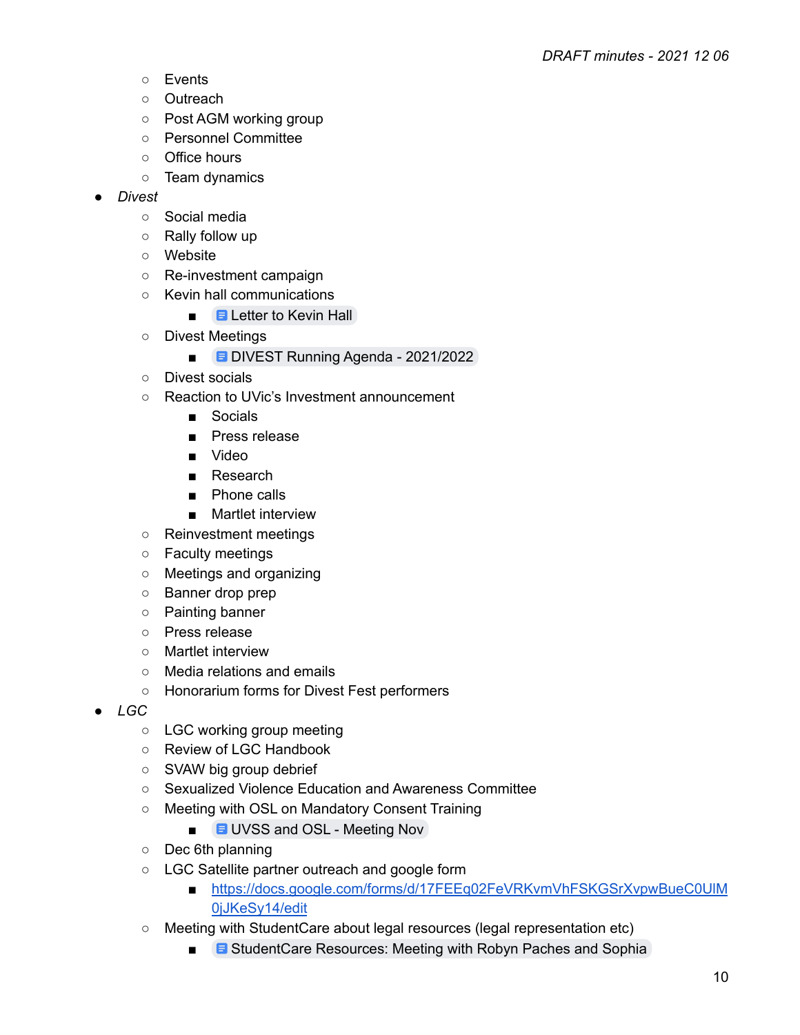- Events
  - Outreach
  - Post AGM working group
  - Personnel Committee
  - Office hours
  - Team dynamics
- *Divest*
  - Social media
  - Rally follow up
  - Website
  - Re-investment campaign
  - Kevin hall communications
    - Letter to Kevin Hall
  - Divest Meetings
    - DIVEST Running Agenda - 2021/2022
  - Divest socials
  - Reaction to UVic's Investment announcement
    - Socials
    - Press release
    - Video
    - Research
    - Phone calls
    - Martlet interview
  - Reinvestment meetings
  - Faculty meetings
  - Meetings and organizing
  - Banner drop prep
  - Painting banner
  - Press release
  - Martlet interview
  - Media relations and emails
  - Honorarium forms for Divest Fest performers
- *LGC*
  - LGC working group meeting
  - Review of LGC Handbook
  - SVAW big group debrief
  - Sexualized Violence Education and Awareness Committee
  - Meeting with OSL on Mandatory Consent Training
    - UVSS and OSL - Meeting Nov
  - Dec 6th planning
  - LGC Satellite partner outreach and google form
    - https://docs.google.com/forms/d/17FEEq02FeVRKvmVhFSKGSrXvpwBueC0UlM0jJKeSy14/edit
  - Meeting with StudentCare about legal resources (legal representation etc)
    - StudentCare Resources: Meeting with Robyn Paches and Sophia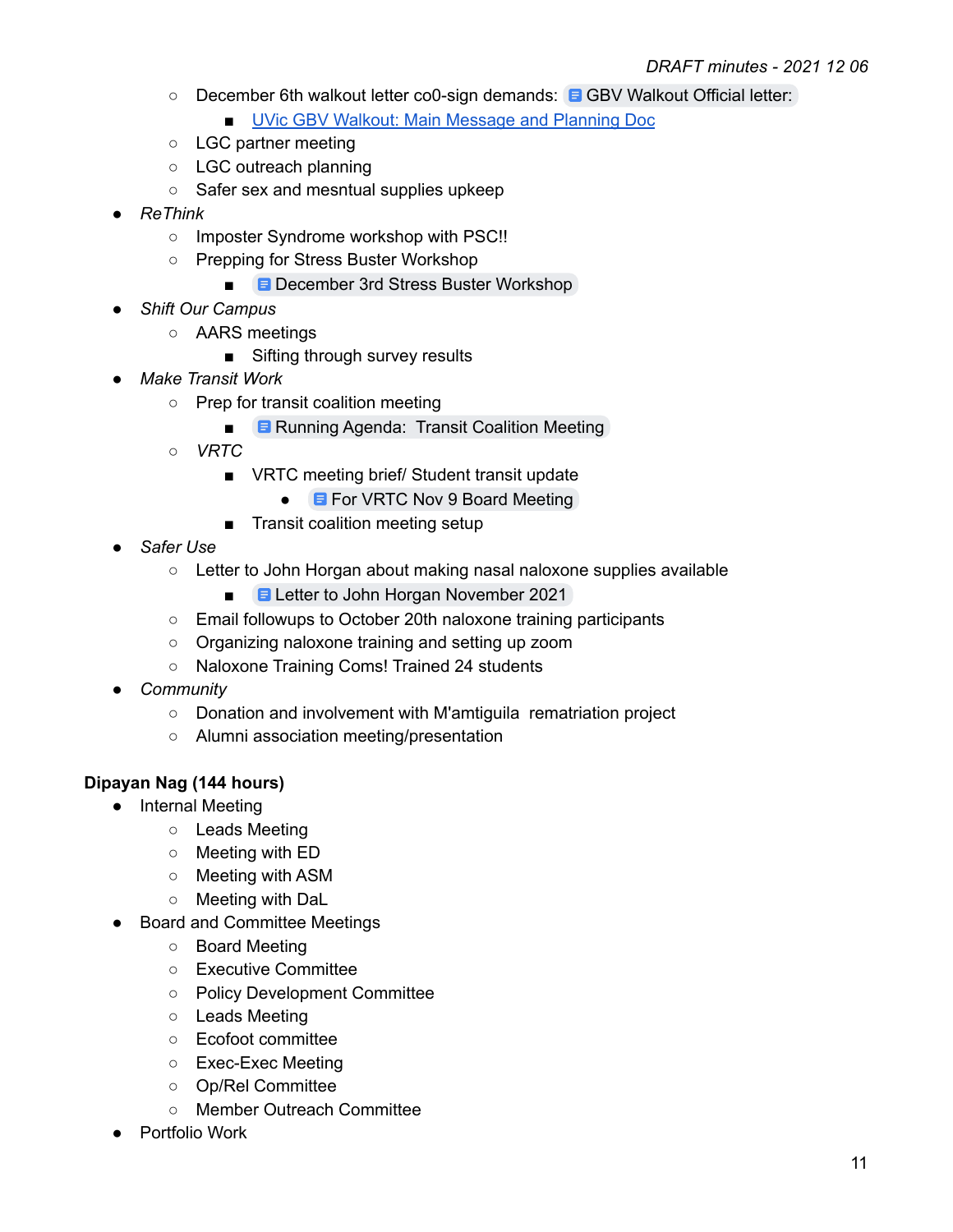- December 6th walkout letter co0-sign demands: GBV Walkout Official letter:
      - [UVic GBV Walkout: Main Message and Planning Doc]()
  - LGC partner meeting
  - LGC outreach planning
  - Safer sex and mesntual supplies upkeep
- *ReThink*
  - Imposter Syndrome workshop with PSC!!
  - Prepping for Stress Buster Workshop
    - December 3rd Stress Buster Workshop
- *Shift Our Campus*
  - AARS meetings
    - Sifting through survey results
- *Make Transit Work*
  - Prep for transit coalition meeting
    - Running Agenda: Transit Coalition Meeting
  - *VRTC*
    - VRTC meeting brief/ Student transit update
      - For VRTC Nov 9 Board Meeting
    - Transit coalition meeting setup
- *Safer Use*
  - Letter to John Horgan about making nasal naloxone supplies available
    - Letter to John Horgan November 2021
  - Email followups to October 20th naloxone training participants
  - Organizing naloxone training and setting up zoom
  - Naloxone Training Coms! Trained 24 students
- *Community*
  - Donation and involvement with M'amtiguila rematriation project
  - Alumni association meeting/presentation

**Dipayan Nag (144 hours)**

- Internal Meeting
  - Leads Meeting
  - Meeting with ED
  - Meeting with ASM
  - Meeting with DaL
- Board and Committee Meetings
  - Board Meeting
  - Executive Committee
  - Policy Development Committee
  - Leads Meeting
  - Ecofoot committee
  - Exec-Exec Meeting
  - Op/Rel Committee
  - Member Outreach Committee
- Portfolio Work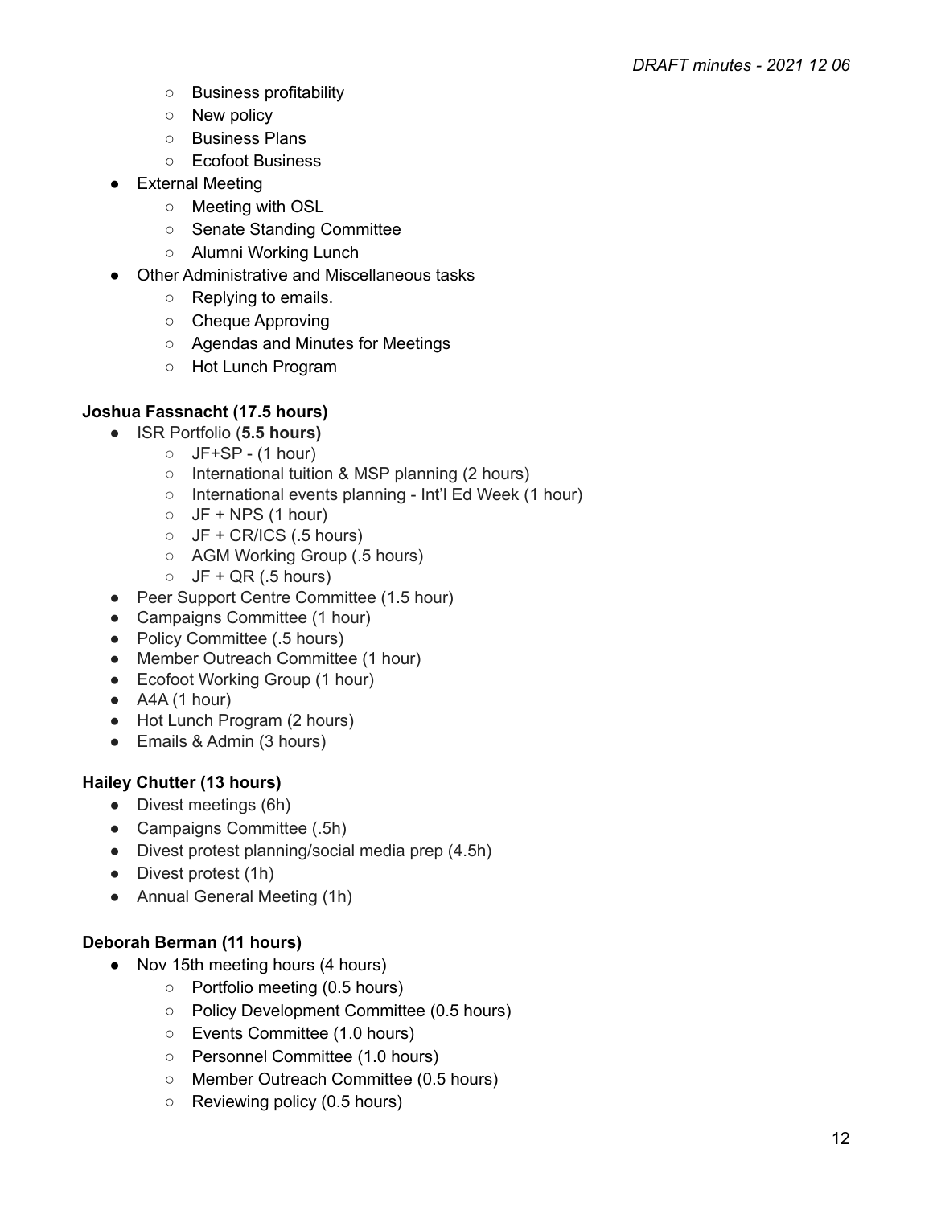- Business profitability
    - New policy
    - Business Plans
    - Ecofoot Business
- External Meeting
    - Meeting with OSL
    - Senate Standing Committee
    - Alumni Working Lunch
- Other Administrative and Miscellaneous tasks
    - Replying to emails.
    - Cheque Approving
    - Agendas and Minutes for Meetings
    - Hot Lunch Program

**Joshua Fassnacht (17.5 hours)**

- ISR Portfolio (**5.5 hours)**
    - JF+SP - (1 hour)
    - International tuition & MSP planning (2 hours)
    - International events planning - Int'l Ed Week (1 hour)
    - JF + NPS (1 hour)
    - JF + CR/ICS (.5 hours)
    - AGM Working Group (.5 hours)
    - JF + QR (.5 hours)
- Peer Support Centre Committee (1.5 hour)
- Campaigns Committee (1 hour)
- Policy Committee (.5 hours)
- Member Outreach Committee (1 hour)
- Ecofoot Working Group (1 hour)
- A4A (1 hour)
- Hot Lunch Program (2 hours)
- Emails & Admin (3 hours)

**Hailey Chutter (13 hours)**

- Divest meetings (6h)
- Campaigns Committee (.5h)
- Divest protest planning/social media prep (4.5h)
- Divest protest (1h)
- Annual General Meeting (1h)

**Deborah Berman (11 hours)**

- Nov 15th meeting hours (4 hours)
    - Portfolio meeting (0.5 hours)
    - Policy Development Committee (0.5 hours)
    - Events Committee (1.0 hours)
    - Personnel Committee (1.0 hours)
    - Member Outreach Committee (0.5 hours)
    - Reviewing policy (0.5 hours)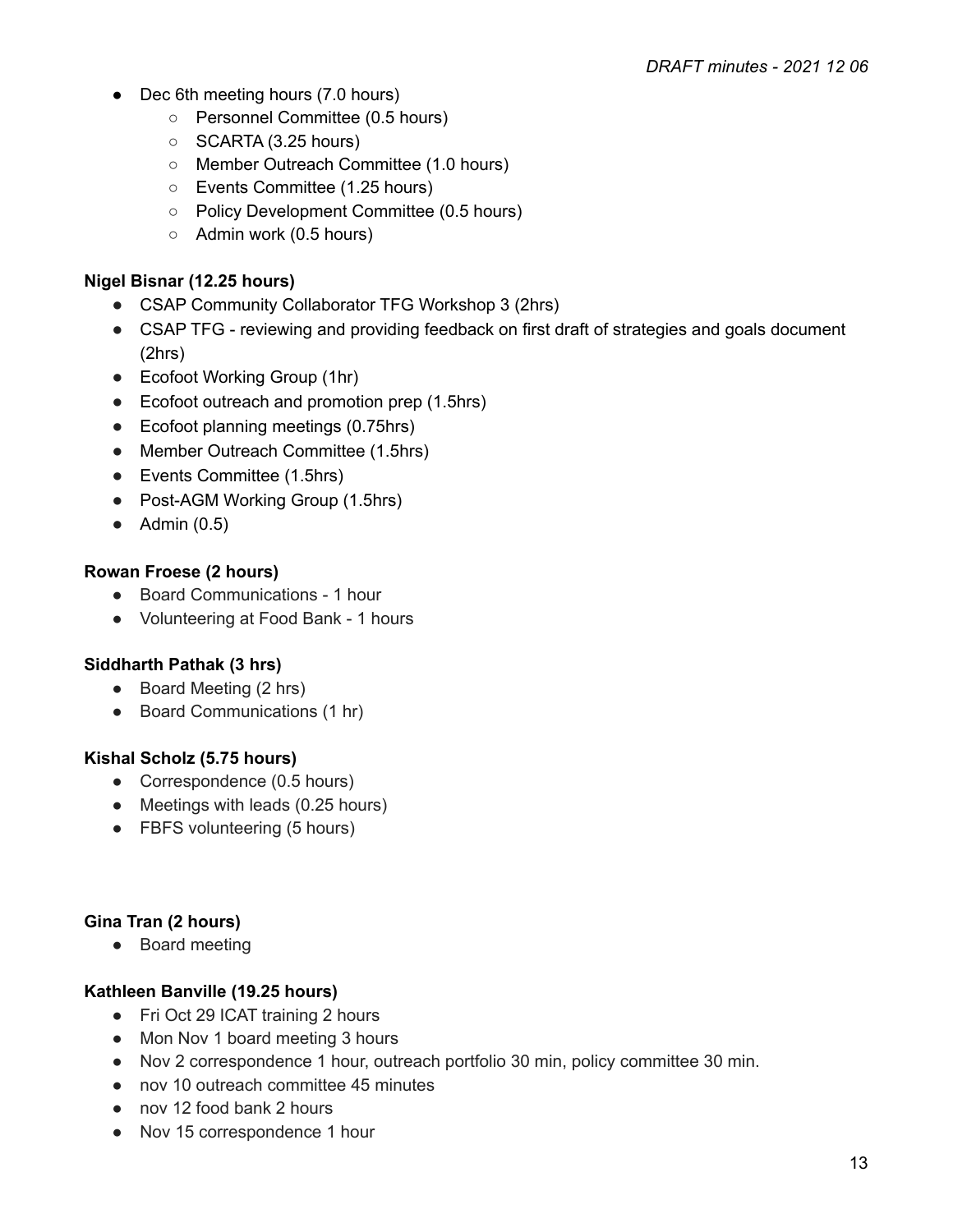- Dec 6th meeting hours (7.0 hours)
    - Personnel Committee (0.5 hours)
    - SCARTA (3.25 hours)
    - Member Outreach Committee (1.0 hours)
    - Events Committee (1.25 hours)
    - Policy Development Committee (0.5 hours)
    - Admin work (0.5 hours)

**Nigel Bisnar (12.25 hours)**

- CSAP Community Collaborator TFG Workshop 3 (2hrs)
- CSAP TFG - reviewing and providing feedback on first draft of strategies and goals document (2hrs)
- Ecofoot Working Group (1hr)
- Ecofoot outreach and promotion prep (1.5hrs)
- Ecofoot planning meetings (0.75hrs)
- Member Outreach Committee (1.5hrs)
- Events Committee (1.5hrs)
- Post-AGM Working Group (1.5hrs)
- Admin (0.5)

**Rowan Froese (2 hours)**

- Board Communications - 1 hour
- Volunteering at Food Bank - 1 hours

**Siddharth Pathak (3 hrs)**

- Board Meeting (2 hrs)
- Board Communications (1 hr)

**Kishal Scholz (5.75 hours)**

- Correspondence (0.5 hours)
- Meetings with leads (0.25 hours)
- FBFS volunteering (5 hours)

**Gina Tran (2 hours)**

- Board meeting

**Kathleen Banville (19.25 hours)**

- Fri Oct 29 ICAT training 2 hours
- Mon Nov 1 board meeting 3 hours
- Nov 2 correspondence 1 hour, outreach portfolio 30 min, policy committee 30 min.
- nov 10 outreach committee 45 minutes
- nov 12 food bank 2 hours
- Nov 15 correspondence 1 hour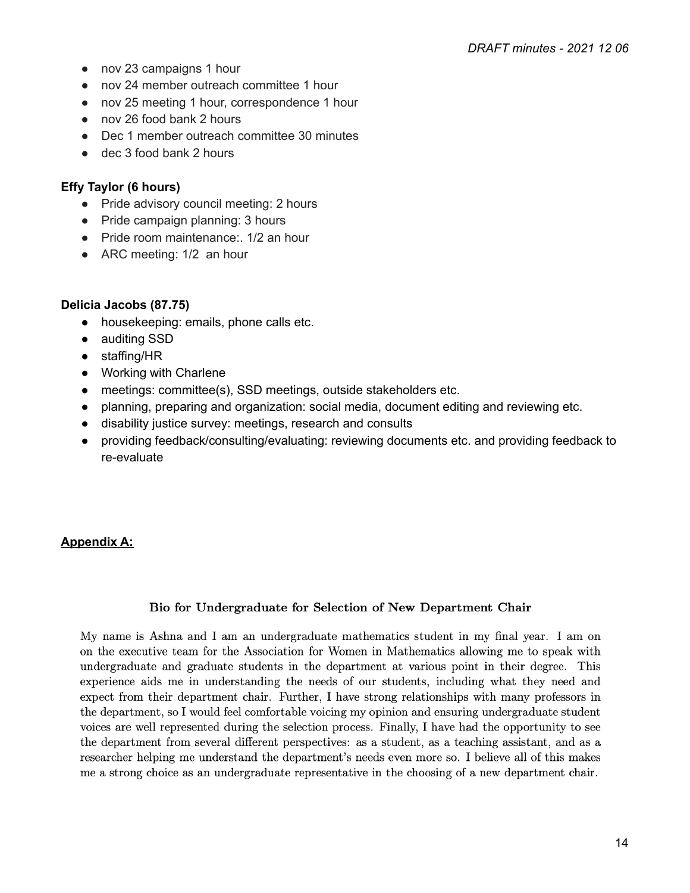- nov 23 campaigns 1 hour
- nov 24 member outreach committee 1 hour
- nov 25 meeting 1 hour, correspondence 1 hour
- nov 26 food bank 2 hours
- Dec 1 member outreach committee 30 minutes
- dec 3 food bank 2 hours

**Effy Taylor (6 hours)**

- Pride advisory council meeting: 2 hours
- Pride campaign planning: 3 hours
- Pride room maintenance:. 1/2 an hour
- ARC meeting: 1/2  an hour

**Delicia Jacobs (87.75)**

- housekeeping: emails, phone calls etc.
- auditing SSD
- staffing/HR
- Working with Charlene
- meetings: committee(s), SSD meetings, outside stakeholders etc.
- planning, preparing and organization: social media, document editing and reviewing etc.
- disability justice survey: meetings, research and consults
- providing feedback/consulting/evaluating: reviewing documents etc. and providing feedback to re-evaluate

**Appendix A:**

### Bio for Undergraduate for Selection of New Department Chair

My name is Ashna and I am an undergraduate mathematics student in my final year. I am on on the executive team for the Association for Women in Mathematics allowing me to speak with undergraduate and graduate students in the department at various point in their degree. This experience aids me in understanding the needs of our students, including what they need and expect from their department chair. Further, I have strong relationships with many professors in the department, so I would feel comfortable voicing my opinion and ensuring undergraduate student voices are well represented during the selection process. Finally, I have had the opportunity to see the department from several different perspectives: as a student, as a teaching assistant, and as a researcher helping me understand the department's needs even more so. I believe all of this makes me a strong choice as an undergraduate representative in the choosing of a new department chair.